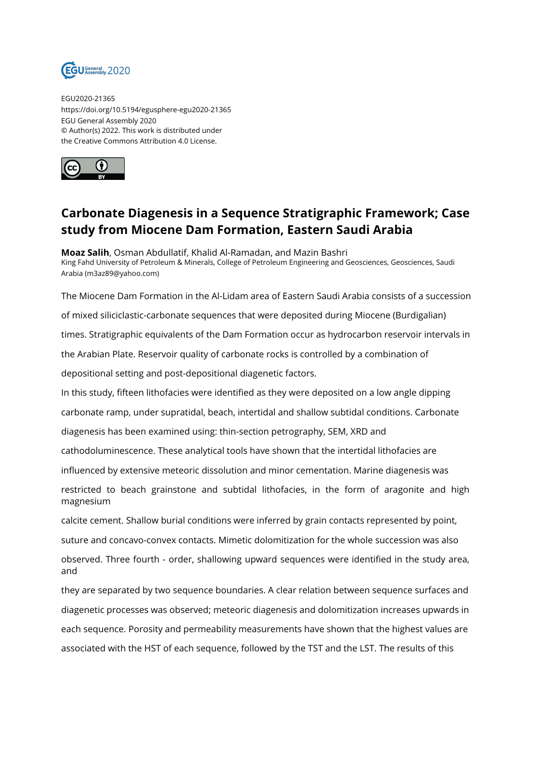EGU2020-21365
https://doi.org/10.5194/egusphere-egu2020-21365
EGU General Assembly 2020
© Author(s) 2022. This work is distributed under
the Creative Commons Attribution 4.0 License.

# Carbonate Diagenesis in a Sequence Stratigraphic Framework; Case study from Miocene Dam Formation, Eastern Saudi Arabia

**Moaz Salih**, Osman Abdullatif, Khalid Al-Ramadan, and Mazin Bashri
King Fahd University of Petroleum & Minerals, College of Petroleum Engineering and Geosciences, Geosciences, Saudi Arabia (m3az89@yahoo.com)

The Miocene Dam Formation in the Al-Lidam area of Eastern Saudi Arabia consists of a succession of mixed siliciclastic-carbonate sequences that were deposited during Miocene (Burdigalian) times. Stratigraphic equivalents of the Dam Formation occur as hydrocarbon reservoir intervals in the Arabian Plate. Reservoir quality of carbonate rocks is controlled by a combination of depositional setting and post-depositional diagenetic factors.

In this study, fifteen lithofacies were identified as they were deposited on a low angle dipping carbonate ramp, under supratidal, beach, intertidal and shallow subtidal conditions. Carbonate diagenesis has been examined using: thin-section petrography, SEM, XRD and cathodoluminescence. These analytical tools have shown that the intertidal lithofacies are influenced by extensive meteoric dissolution and minor cementation. Marine diagenesis was restricted to beach grainstone and subtidal lithofacies, in the form of aragonite and high magnesium calcite cement. Shallow burial conditions were inferred by grain contacts represented by point, suture and concavo-convex contacts. Mimetic dolomitization for the whole succession was also observed. Three fourth - order, shallowing upward sequences were identified in the study area, and they are separated by two sequence boundaries. A clear relation between sequence surfaces and diagenetic processes was observed; meteoric diagenesis and dolomitization increases upwards in each sequence. Porosity and permeability measurements have shown that the highest values are associated with the HST of each sequence, followed by the TST and the LST. The results of this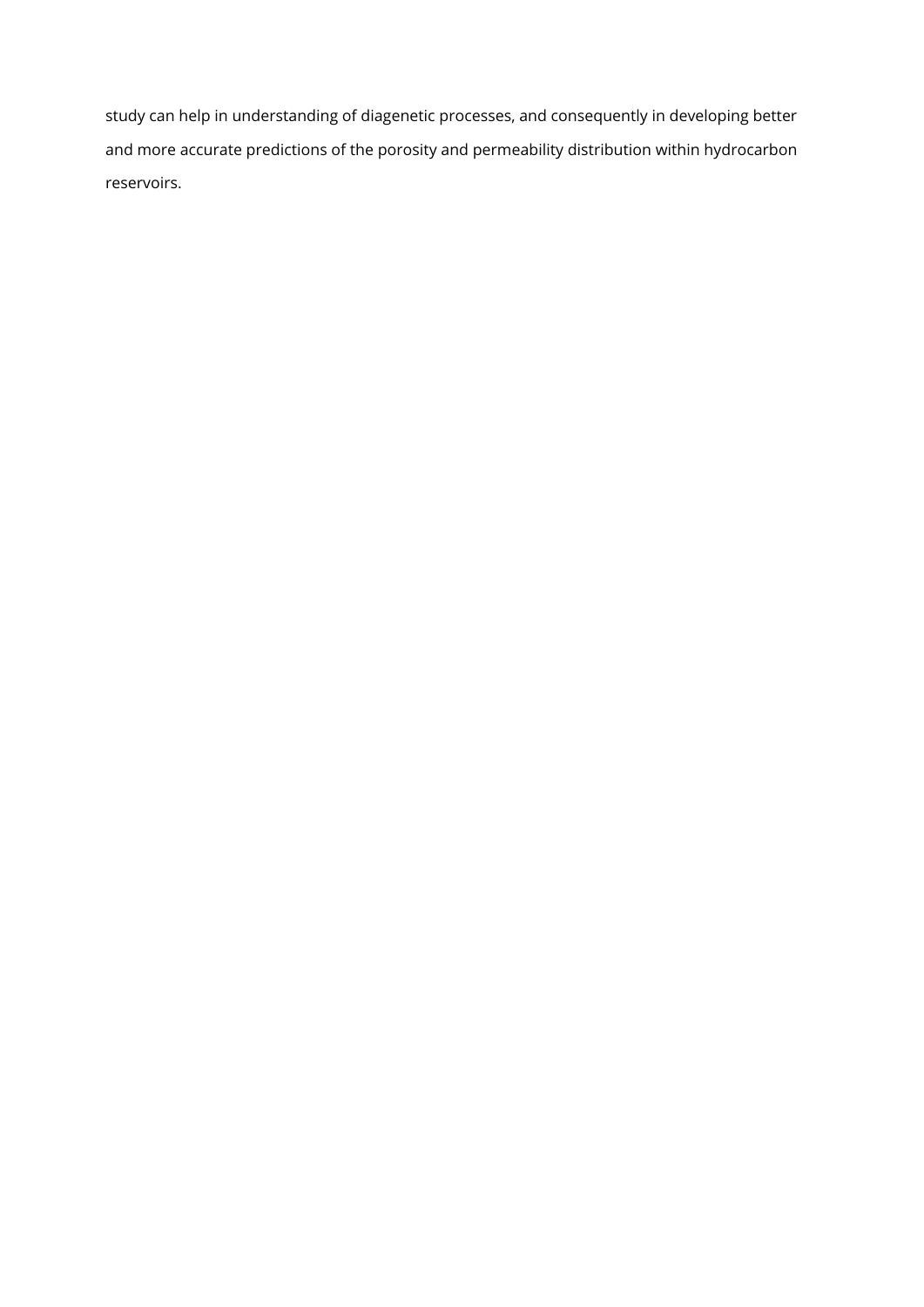study can help in understanding of diagenetic processes, and consequently in developing better and more accurate predictions of the porosity and permeability distribution within hydrocarbon reservoirs.